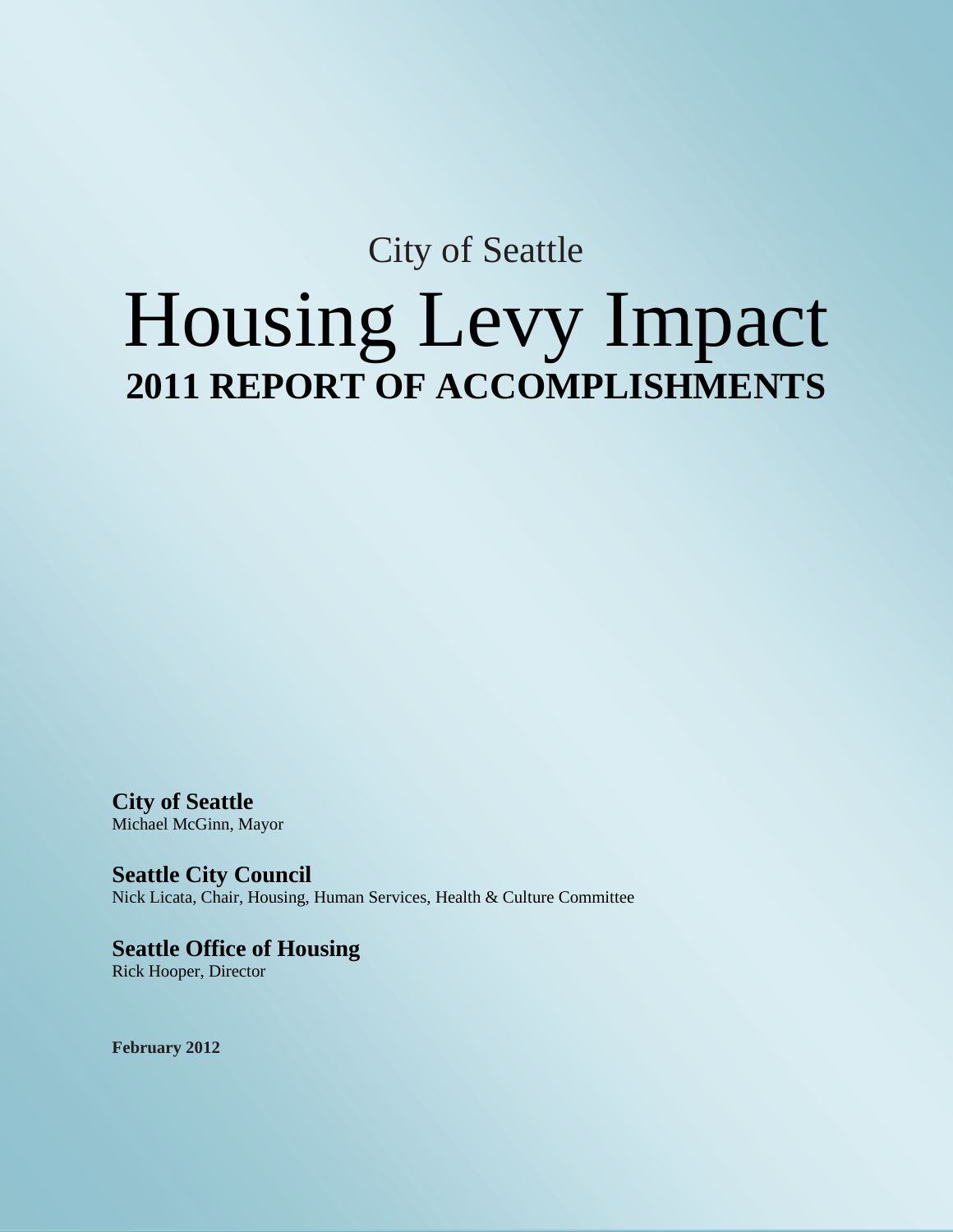City of Seattle

# Housing Levy Impact

## 2011 REPORT OF ACCOMPLISHMENTS

**City of Seattle**
Michael McGinn, Mayor

**Seattle City Council**
Nick Licata, Chair, Housing, Human Services, Health & Culture Committee

**Seattle Office of Housing**
Rick Hooper, Director

**February 2012**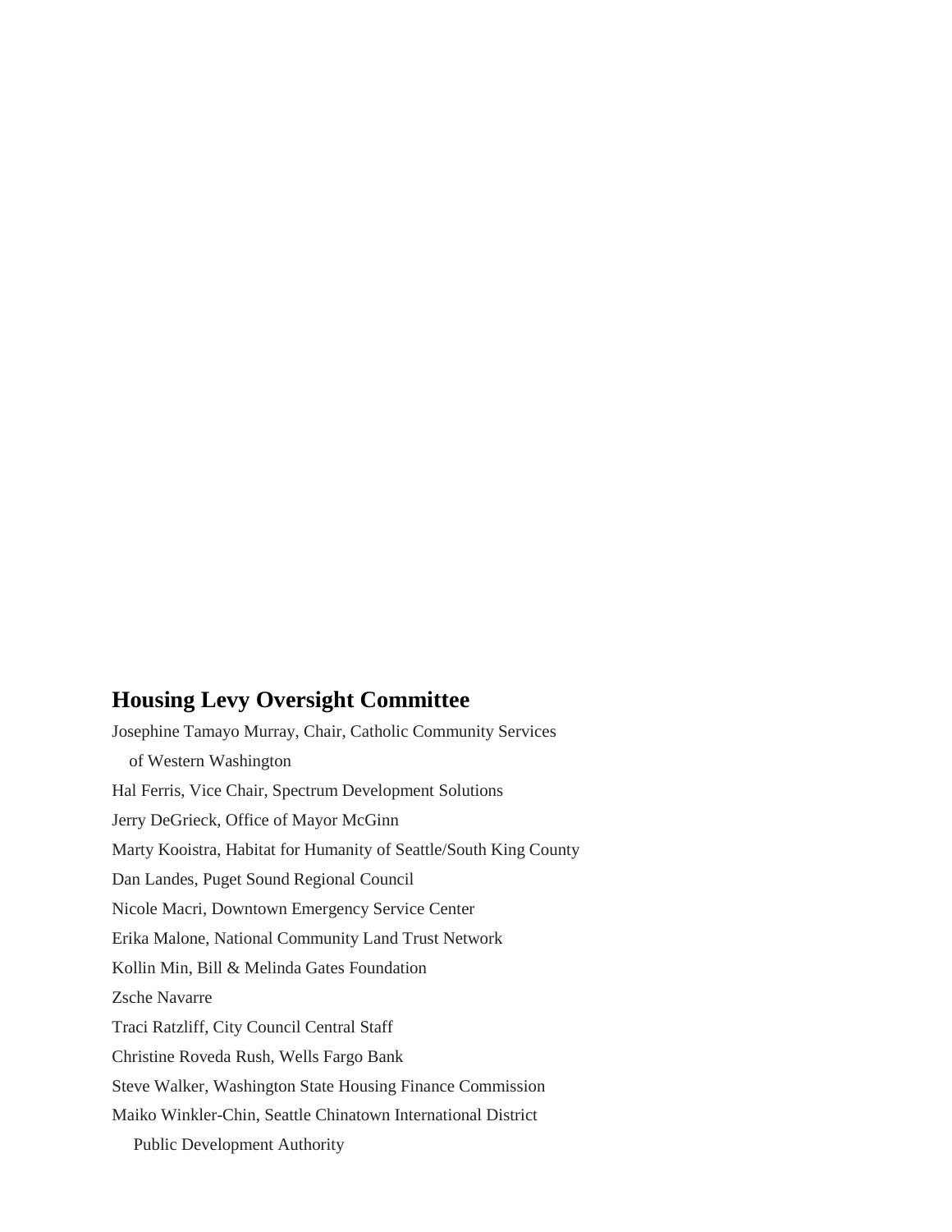## Housing Levy Oversight Committee

Josephine Tamayo Murray, Chair, Catholic Community Services of Western Washington

Hal Ferris, Vice Chair, Spectrum Development Solutions

Jerry DeGrieck, Office of Mayor McGinn

Marty Kooistra, Habitat for Humanity of Seattle/South King County

Dan Landes, Puget Sound Regional Council

Nicole Macri, Downtown Emergency Service Center

Erika Malone, National Community Land Trust Network

Kollin Min, Bill & Melinda Gates Foundation

Zsche Navarre

Traci Ratzliff, City Council Central Staff

Christine Roveda Rush, Wells Fargo Bank

Steve Walker, Washington State Housing Finance Commission

Maiko Winkler-Chin, Seattle Chinatown International District Public Development Authority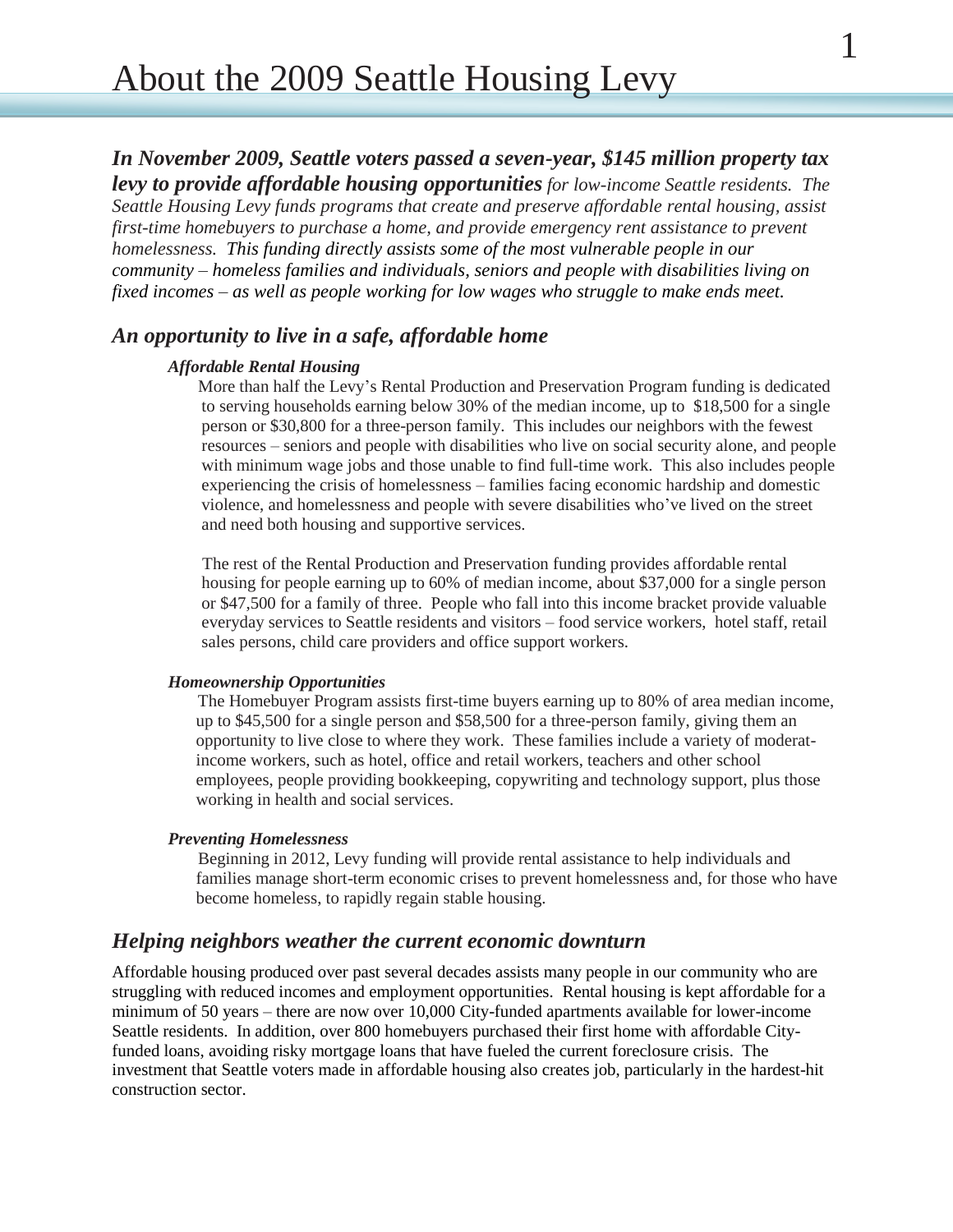# About the 2009 Seattle Housing Levy

***In November 2009, Seattle voters passed a seven-year, $145 million property tax levy to provide affordable housing opportunities*** *for low-income Seattle residents. The Seattle Housing Levy funds programs that create and preserve affordable rental housing, assist first-time homebuyers to purchase a home, and provide emergency rent assistance to prevent homelessness. This funding directly assists some of the most vulnerable people in our community – homeless families and individuals, seniors and people with disabilities living on fixed incomes – as well as people working for low wages who struggle to make ends meet.*

## *An opportunity to live in a safe, affordable home*

### *Affordable Rental Housing*

More than half the Levy's Rental Production and Preservation Program funding is dedicated to serving households earning below 30% of the median income, up to $18,500 for a single person or $30,800 for a three-person family. This includes our neighbors with the fewest resources – seniors and people with disabilities who live on social security alone, and people with minimum wage jobs and those unable to find full-time work. This also includes people experiencing the crisis of homelessness – families facing economic hardship and domestic violence, and homelessness and people with severe disabilities who've lived on the street and need both housing and supportive services.

The rest of the Rental Production and Preservation funding provides affordable rental housing for people earning up to 60% of median income, about $37,000 for a single person or $47,500 for a family of three. People who fall into this income bracket provide valuable everyday services to Seattle residents and visitors – food service workers, hotel staff, retail sales persons, child care providers and office support workers.

### *Homeownership Opportunities*

The Homebuyer Program assists first-time buyers earning up to 80% of area median income, up to $45,500 for a single person and $58,500 for a three-person family, giving them an opportunity to live close to where they work. These families include a variety of moderat-income workers, such as hotel, office and retail workers, teachers and other school employees, people providing bookkeeping, copywriting and technology support, plus those working in health and social services.

### *Preventing Homelessness*

Beginning in 2012, Levy funding will provide rental assistance to help individuals and families manage short-term economic crises to prevent homelessness and, for those who have become homeless, to rapidly regain stable housing.

## *Helping neighbors weather the current economic downturn*

Affordable housing produced over past several decades assists many people in our community who are struggling with reduced incomes and employment opportunities. Rental housing is kept affordable for a minimum of 50 years – there are now over 10,000 City-funded apartments available for lower-income Seattle residents. In addition, over 800 homebuyers purchased their first home with affordable City-funded loans, avoiding risky mortgage loans that have fueled the current foreclosure crisis. The investment that Seattle voters made in affordable housing also creates job, particularly in the hardest-hit construction sector.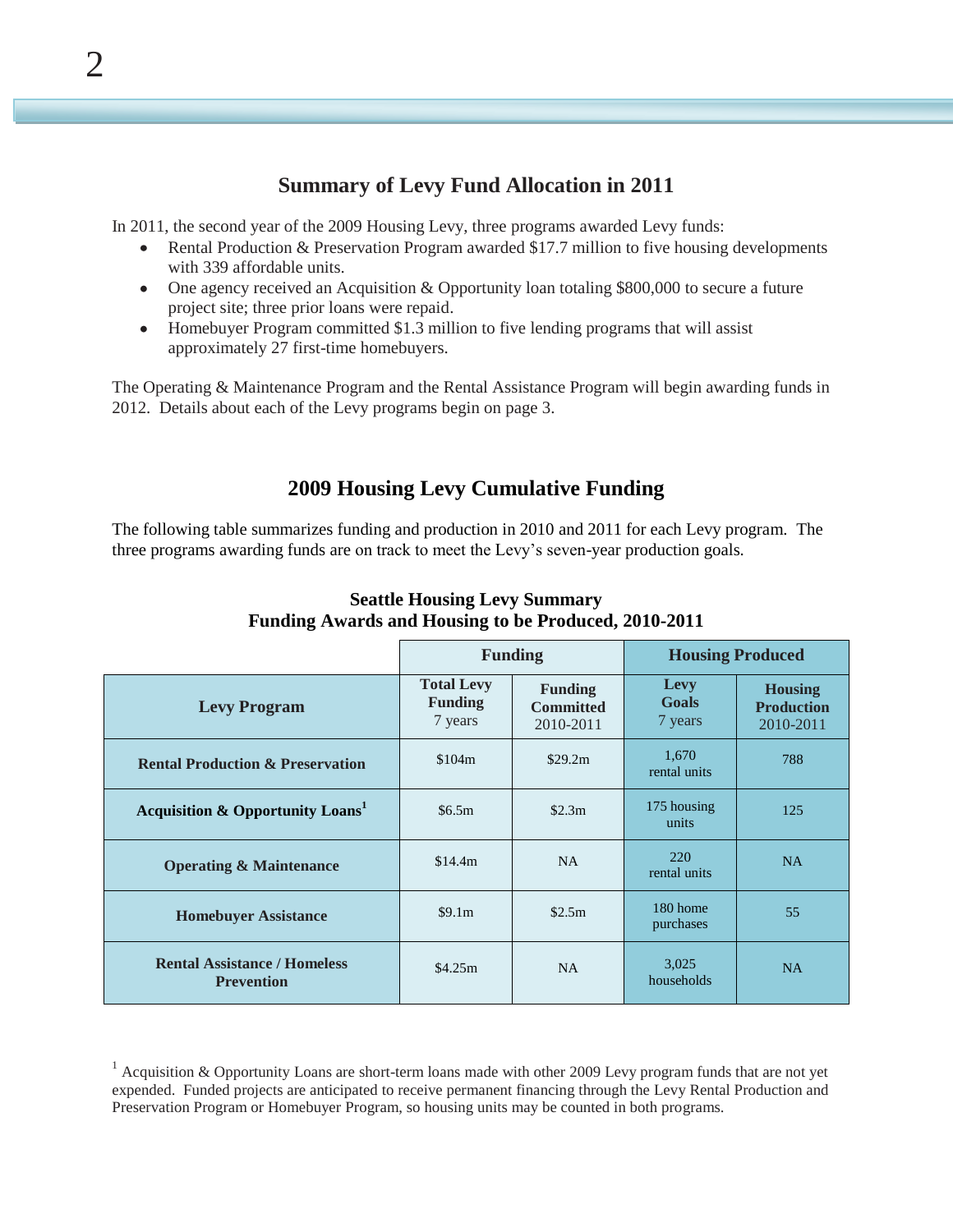## Summary of Levy Fund Allocation in 2011

In 2011, the second year of the 2009 Housing Levy, three programs awarded Levy funds:

- Rental Production & Preservation Program awarded $17.7 million to five housing developments with 339 affordable units.
- One agency received an Acquisition & Opportunity loan totaling $800,000 to secure a future project site; three prior loans were repaid.
- Homebuyer Program committed $1.3 million to five lending programs that will assist approximately 27 first-time homebuyers.

The Operating & Maintenance Program and the Rental Assistance Program will begin awarding funds in 2012. Details about each of the Levy programs begin on page 3.

## 2009 Housing Levy Cumulative Funding

The following table summarizes funding and production in 2010 and 2011 for each Levy program. The three programs awarding funds are on track to meet the Levy's seven-year production goals.

**Seattle Housing Levy Summary**
**Funding Awards and Housing to be Produced, 2010-2011**

| | Funding | | Housing Produced | |
|---|---|---|---|---|
| **Levy Program** | **Total Levy Funding** 7 years | **Funding Committed** 2010-2011 | **Levy Goals** 7 years | **Housing Production** 2010-2011 |
| **Rental Production & Preservation** | $104m | $29.2m | 1,670 rental units | 788 |
| **Acquisition & Opportunity Loans**[1] | $6.5m | $2.3m | 175 housing units | 125 |
| **Operating & Maintenance** | $14.4m | NA | 220 rental units | NA |
| **Homebuyer Assistance** | $9.1m | $2.5m | 180 home purchases | 55 |
| **Rental Assistance / Homeless Prevention** | $4.25m | NA | 3,025 households | NA |

[1] Acquisition & Opportunity Loans are short-term loans made with other 2009 Levy program funds that are not yet expended. Funded projects are anticipated to receive permanent financing through the Levy Rental Production and Preservation Program or Homebuyer Program, so housing units may be counted in both programs.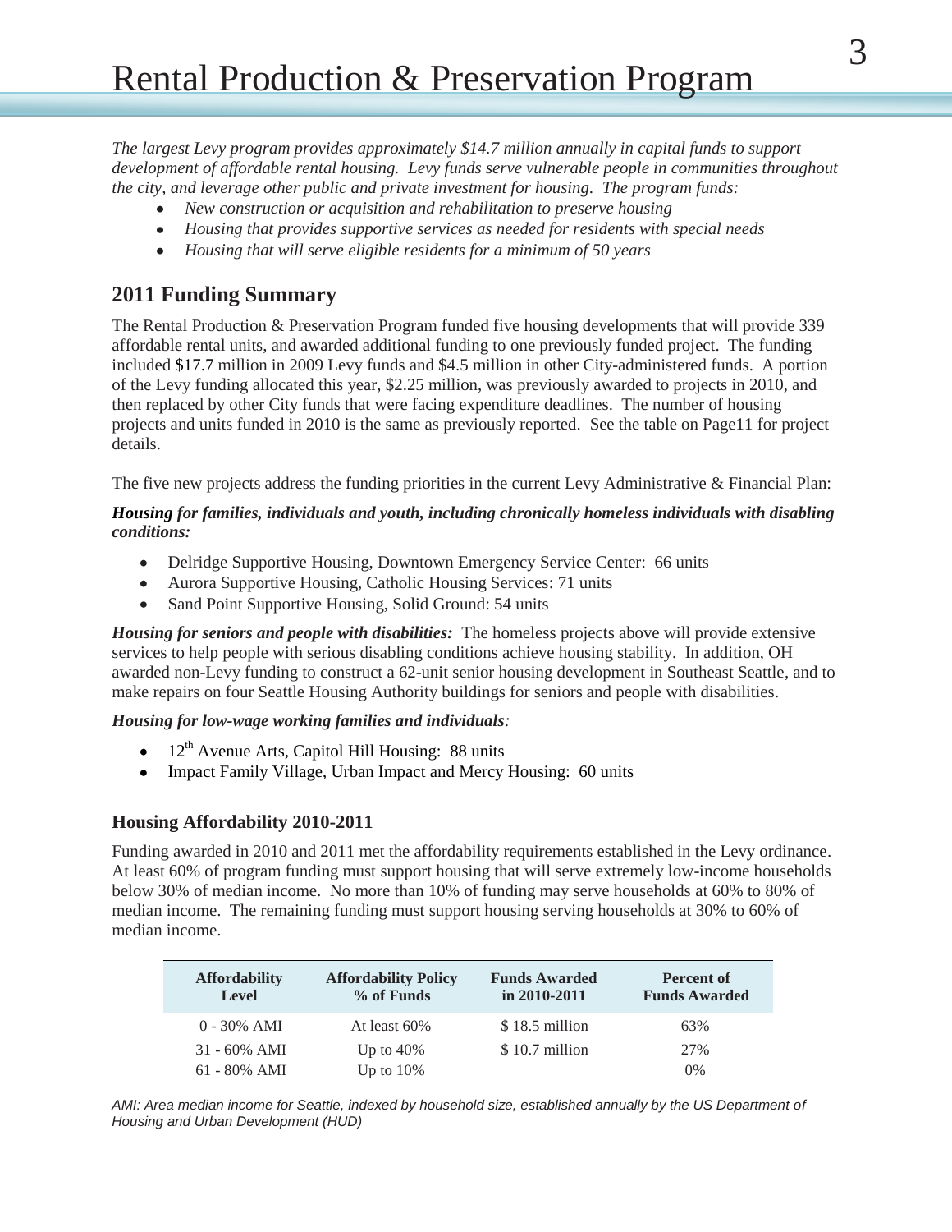# Rental Production & Preservation Program

*The largest Levy program provides approximately $14.7 million annually in capital funds to support development of affordable rental housing. Levy funds serve vulnerable people in communities throughout the city, and leverage other public and private investment for housing. The program funds:*

- *New construction or acquisition and rehabilitation to preserve housing*
- *Housing that provides supportive services as needed for residents with special needs*
- *Housing that will serve eligible residents for a minimum of 50 years*

## 2011 Funding Summary

The Rental Production & Preservation Program funded five housing developments that will provide 339 affordable rental units, and awarded additional funding to one previously funded project. The funding included $17.7 million in 2009 Levy funds and $4.5 million in other City-administered funds. A portion of the Levy funding allocated this year, $2.25 million, was previously awarded to projects in 2010, and then replaced by other City funds that were facing expenditure deadlines. The number of housing projects and units funded in 2010 is the same as previously reported. See the table on Page11 for project details.

The five new projects address the funding priorities in the current Levy Administrative & Financial Plan:

***Housing for families, individuals and youth, including chronically homeless individuals with disabling conditions:***

- Delridge Supportive Housing, Downtown Emergency Service Center: 66 units
- Aurora Supportive Housing, Catholic Housing Services: 71 units
- Sand Point Supportive Housing, Solid Ground: 54 units

***Housing for seniors and people with disabilities:*** The homeless projects above will provide extensive services to help people with serious disabling conditions achieve housing stability. In addition, OH awarded non-Levy funding to construct a 62-unit senior housing development in Southeast Seattle, and to make repairs on four Seattle Housing Authority buildings for seniors and people with disabilities.

***Housing for low-wage working families and individuals****:*

- 12th Avenue Arts, Capitol Hill Housing: 88 units
- Impact Family Village, Urban Impact and Mercy Housing: 60 units

### Housing Affordability 2010-2011

Funding awarded in 2010 and 2011 met the affordability requirements established in the Levy ordinance. At least 60% of program funding must support housing that will serve extremely low-income households below 30% of median income. No more than 10% of funding may serve households at 60% to 80% of median income. The remaining funding must support housing serving households at 30% to 60% of median income.

| Affordability Level | Affordability Policy % of Funds | Funds Awarded in 2010-2011 | Percent of Funds Awarded |
|---|---|---|---|
| 0 - 30% AMI | At least 60% | $ 18.5 million | 63% |
| 31 - 60% AMI | Up to 40% | $ 10.7 million | 27% |
| 61 - 80% AMI | Up to 10% | | 0% |

*AMI: Area median income for Seattle, indexed by household size, established annually by the US Department of Housing and Urban Development (HUD)*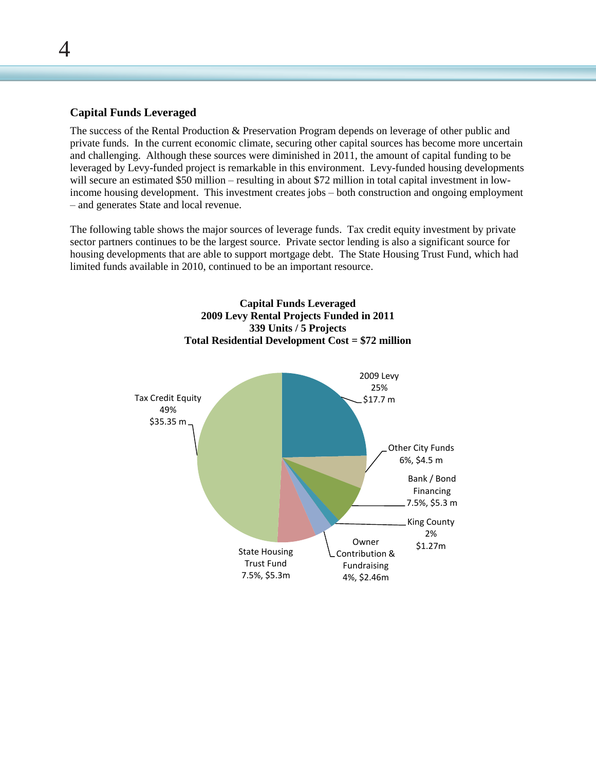## Capital Funds Leveraged

The success of the Rental Production & Preservation Program depends on leverage of other public and private funds. In the current economic climate, securing other capital sources has become more uncertain and challenging. Although these sources were diminished in 2011, the amount of capital funding to be leveraged by Levy-funded project is remarkable in this environment. Levy-funded housing developments will secure an estimated $50 million – resulting in about $72 million in total capital investment in low-income housing development. This investment creates jobs – both construction and ongoing employment – and generates State and local revenue.

The following table shows the major sources of leverage funds. Tax credit equity investment by private sector partners continues to be the largest source. Private sector lending is also a significant source for housing developments that are able to support mortgage debt. The State Housing Trust Fund, which had limited funds available in 2010, continued to be an important resource.

**Capital Funds Leveraged**
**2009 Levy Rental Projects Funded in 2011**
**339 Units / 5 Projects**
**Total Residential Development Cost = $72 million**

| Source | Percent | Amount |
|---|---|---|
| 2009 Levy | 25% | $17.7 m |
| Other City Funds | 6% | $4.5 m |
| Bank / Bond Financing | 7.5% | $5.3 m |
| King County | 2% | $1.27m |
| Owner Contribution & Fundraising | 4% | $2.46m |
| State Housing Trust Fund | 7.5% | $5.3m |
| Tax Credit Equity | 49% | $35.35 m |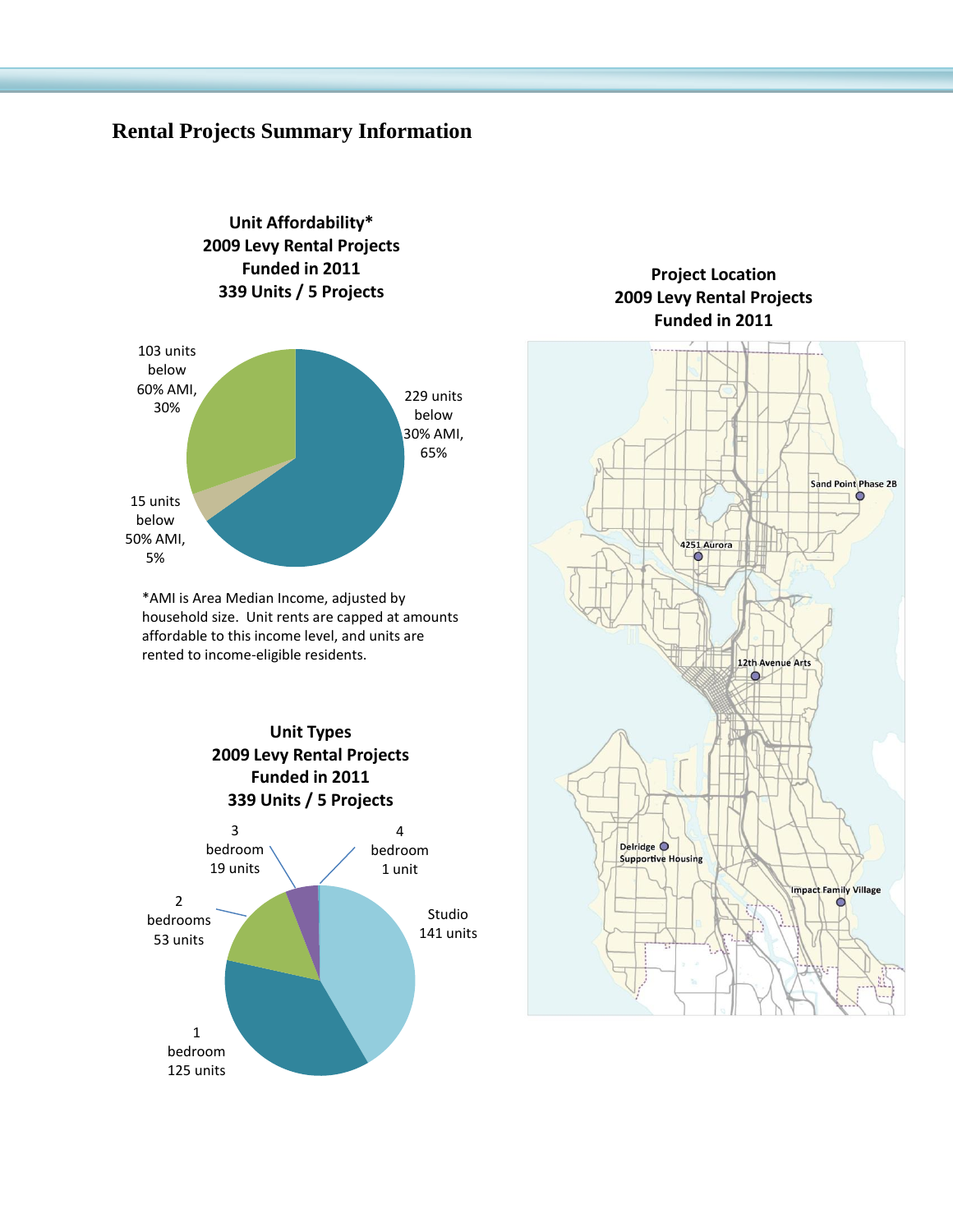## Rental Projects Summary Information

**Unit Affordability***
**2009 Levy Rental Projects**
**Funded in 2011**
**339 Units / 5 Projects**

103 units below 60% AMI, 30%

229 units below 30% AMI, 65%

15 units below 50% AMI, 5%

*AMI is Area Median Income, adjusted by household size. Unit rents are capped at amounts affordable to this income level, and units are rented to income-eligible residents.

**Unit Types**
**2009 Levy Rental Projects**
**Funded in 2011**
**339 Units / 5 Projects**

3 bedroom 19 units

4 bedroom 1 unit

2 bedrooms 53 units

Studio 141 units

1 bedroom 125 units

**Project Location**
**2009 Levy Rental Projects**
**Funded in 2011**

Sand Point Phase 2B

4251 Aurora

12th Avenue Arts

Delridge Supportive Housing

Impact Family Village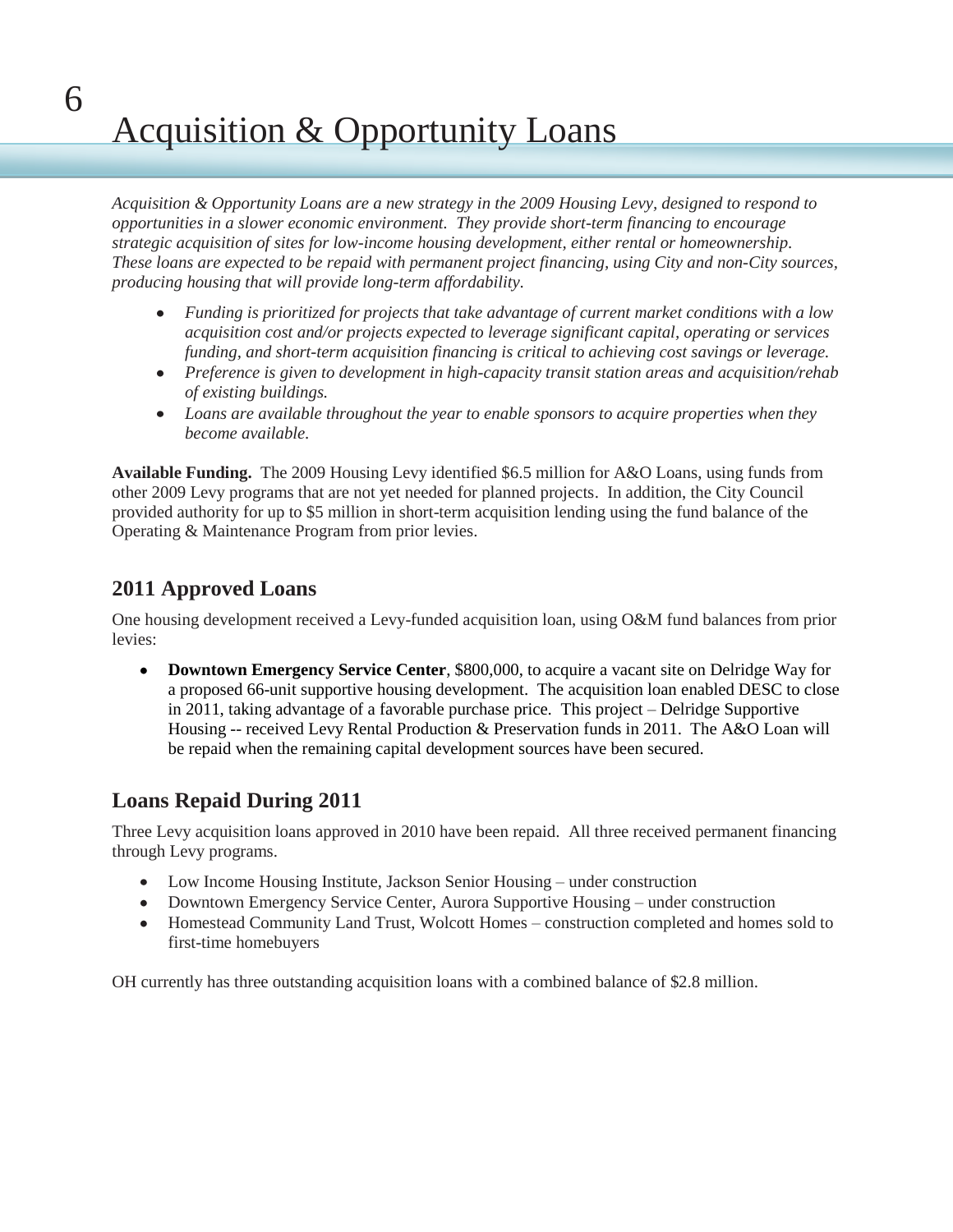# 6 Acquisition & Opportunity Loans

*Acquisition & Opportunity Loans are a new strategy in the 2009 Housing Levy, designed to respond to opportunities in a slower economic environment. They provide short-term financing to encourage strategic acquisition of sites for low-income housing development, either rental or homeownership. These loans are expected to be repaid with permanent project financing, using City and non-City sources, producing housing that will provide long-term affordability.*

- *Funding is prioritized for projects that take advantage of current market conditions with a low acquisition cost and/or projects expected to leverage significant capital, operating or services funding, and short-term acquisition financing is critical to achieving cost savings or leverage.*
- *Preference is given to development in high-capacity transit station areas and acquisition/rehab of existing buildings.*
- *Loans are available throughout the year to enable sponsors to acquire properties when they become available.*

**Available Funding.** The 2009 Housing Levy identified $6.5 million for A&O Loans, using funds from other 2009 Levy programs that are not yet needed for planned projects. In addition, the City Council provided authority for up to $5 million in short-term acquisition lending using the fund balance of the Operating & Maintenance Program from prior levies.

## 2011 Approved Loans

One housing development received a Levy-funded acquisition loan, using O&M fund balances from prior levies:

- **Downtown Emergency Service Center**, $800,000, to acquire a vacant site on Delridge Way for a proposed 66-unit supportive housing development. The acquisition loan enabled DESC to close in 2011, taking advantage of a favorable purchase price. This project – Delridge Supportive Housing -- received Levy Rental Production & Preservation funds in 2011. The A&O Loan will be repaid when the remaining capital development sources have been secured.

## Loans Repaid During 2011

Three Levy acquisition loans approved in 2010 have been repaid. All three received permanent financing through Levy programs.

- Low Income Housing Institute, Jackson Senior Housing – under construction
- Downtown Emergency Service Center, Aurora Supportive Housing – under construction
- Homestead Community Land Trust, Wolcott Homes – construction completed and homes sold to first-time homebuyers

OH currently has three outstanding acquisition loans with a combined balance of $2.8 million.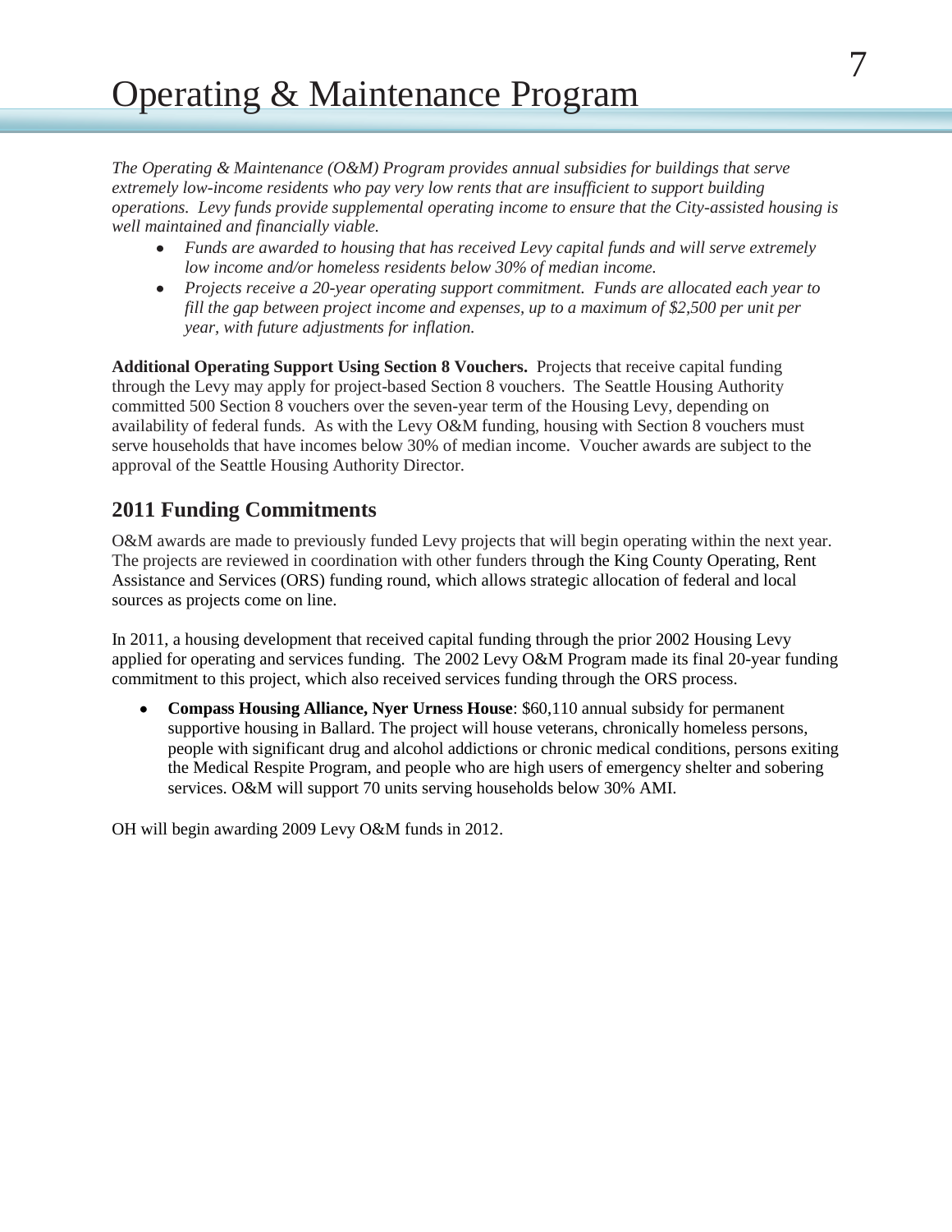# Operating & Maintenance Program

*The Operating & Maintenance (O&M) Program provides annual subsidies for buildings that serve extremely low-income residents who pay very low rents that are insufficient to support building operations. Levy funds provide supplemental operating income to ensure that the City-assisted housing is well maintained and financially viable.*

- *Funds are awarded to housing that has received Levy capital funds and will serve extremely low income and/or homeless residents below 30% of median income.*
- *Projects receive a 20-year operating support commitment. Funds are allocated each year to fill the gap between project income and expenses, up to a maximum of $2,500 per unit per year, with future adjustments for inflation.*

**Additional Operating Support Using Section 8 Vouchers.** Projects that receive capital funding through the Levy may apply for project-based Section 8 vouchers. The Seattle Housing Authority committed 500 Section 8 vouchers over the seven-year term of the Housing Levy, depending on availability of federal funds. As with the Levy O&M funding, housing with Section 8 vouchers must serve households that have incomes below 30% of median income. Voucher awards are subject to the approval of the Seattle Housing Authority Director.

## 2011 Funding Commitments

O&M awards are made to previously funded Levy projects that will begin operating within the next year. The projects are reviewed in coordination with other funders through the King County Operating, Rent Assistance and Services (ORS) funding round, which allows strategic allocation of federal and local sources as projects come on line.

In 2011, a housing development that received capital funding through the prior 2002 Housing Levy applied for operating and services funding. The 2002 Levy O&M Program made its final 20-year funding commitment to this project, which also received services funding through the ORS process.

- **Compass Housing Alliance, Nyer Urness House**: $60,110 annual subsidy for permanent supportive housing in Ballard. The project will house veterans, chronically homeless persons, people with significant drug and alcohol addictions or chronic medical conditions, persons exiting the Medical Respite Program, and people who are high users of emergency shelter and sobering services. O&M will support 70 units serving households below 30% AMI.

OH will begin awarding 2009 Levy O&M funds in 2012.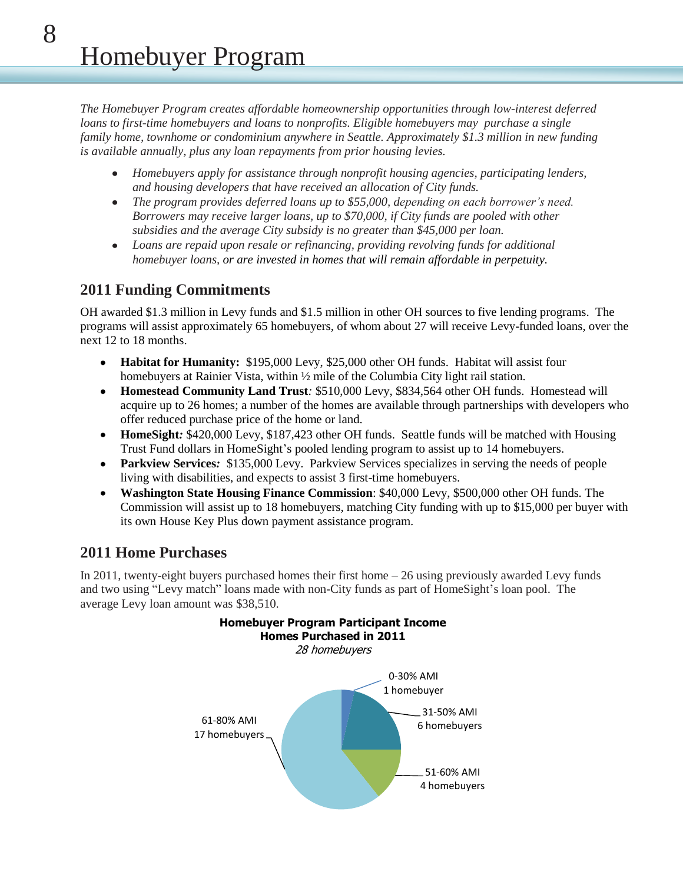# Homebuyer Program

*The Homebuyer Program creates affordable homeownership opportunities through low-interest deferred loans to first-time homebuyers and loans to nonprofits. Eligible homebuyers may purchase a single family home, townhome or condominium anywhere in Seattle. Approximately $1.3 million in new funding is available annually, plus any loan repayments from prior housing levies.*

- *Homebuyers apply for assistance through nonprofit housing agencies, participating lenders, and housing developers that have received an allocation of City funds.*
- *The program provides deferred loans up to $55,000, depending on each borrower's need. Borrowers may receive larger loans, up to $70,000, if City funds are pooled with other subsidies and the average City subsidy is no greater than $45,000 per loan.*
- *Loans are repaid upon resale or refinancing, providing revolving funds for additional homebuyer loans, or are invested in homes that will remain affordable in perpetuity.*

## 2011 Funding Commitments

OH awarded $1.3 million in Levy funds and $1.5 million in other OH sources to five lending programs. The programs will assist approximately 65 homebuyers, of whom about 27 will receive Levy-funded loans, over the next 12 to 18 months.

- **Habitat for Humanity:** $195,000 Levy, $25,000 other OH funds. Habitat will assist four homebuyers at Rainier Vista, within ½ mile of the Columbia City light rail station.
- **Homestead Community Land Trust***:* $510,000 Levy, $834,564 other OH funds. Homestead will acquire up to 26 homes; a number of the homes are available through partnerships with developers who offer reduced purchase price of the home or land.
- **HomeSight***:* $420,000 Levy, $187,423 other OH funds. Seattle funds will be matched with Housing Trust Fund dollars in HomeSight's pooled lending program to assist up to 14 homebuyers.
- **Parkview Services***:* $135,000 Levy. Parkview Services specializes in serving the needs of people living with disabilities, and expects to assist 3 first-time homebuyers.
- **Washington State Housing Finance Commission**: $40,000 Levy, $500,000 other OH funds. The Commission will assist up to 18 homebuyers, matching City funding with up to $15,000 per buyer with its own House Key Plus down payment assistance program.

## 2011 Home Purchases

In 2011, twenty-eight buyers purchased homes their first home – 26 using previously awarded Levy funds and two using "Levy match" loans made with non-City funds as part of HomeSight's loan pool. The average Levy loan amount was $38,510.

**Homebuyer Program Participant Income**
**Homes Purchased in 2011**
*28 homebuyers*

| Income Level | Homebuyers |
|---|---|
| 0-30% AMI | 1 homebuyer |
| 31-50% AMI | 6 homebuyers |
| 51-60% AMI | 4 homebuyers |
| 61-80% AMI | 17 homebuyers |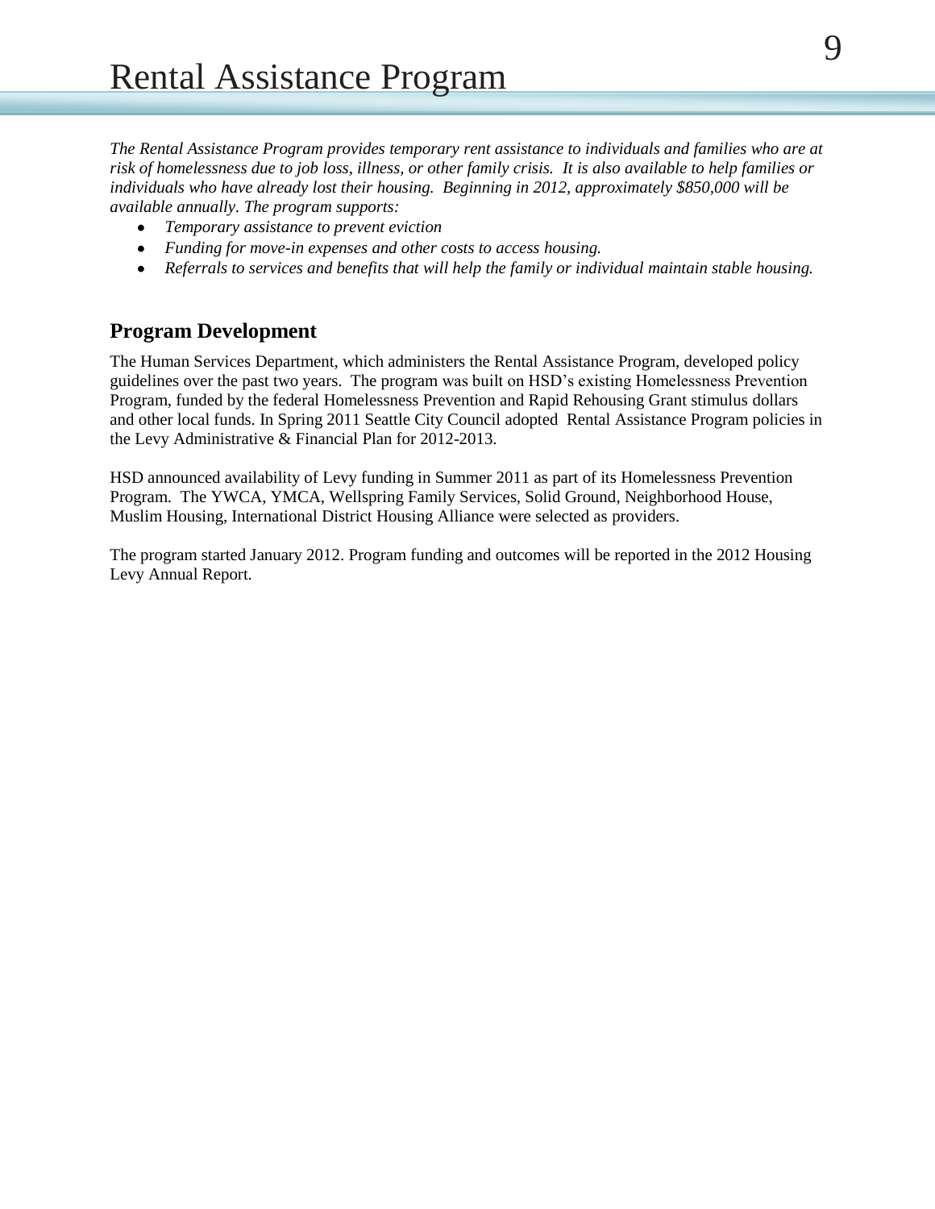# Rental Assistance Program

*The Rental Assistance Program provides temporary rent assistance to individuals and families who are at risk of homelessness due to job loss, illness, or other family crisis. It is also available to help families or individuals who have already lost their housing. Beginning in 2012, approximately $850,000 will be available annually. The program supports:*

- *Temporary assistance to prevent eviction*
- *Funding for move-in expenses and other costs to access housing.*
- *Referrals to services and benefits that will help the family or individual maintain stable housing.*

## Program Development

The Human Services Department, which administers the Rental Assistance Program, developed policy guidelines over the past two years. The program was built on HSD's existing Homelessness Prevention Program, funded by the federal Homelessness Prevention and Rapid Rehousing Grant stimulus dollars and other local funds. In Spring 2011 Seattle City Council adopted Rental Assistance Program policies in the Levy Administrative & Financial Plan for 2012-2013.

HSD announced availability of Levy funding in Summer 2011 as part of its Homelessness Prevention Program. The YWCA, YMCA, Wellspring Family Services, Solid Ground, Neighborhood House, Muslim Housing, International District Housing Alliance were selected as providers.

The program started January 2012. Program funding and outcomes will be reported in the 2012 Housing Levy Annual Report.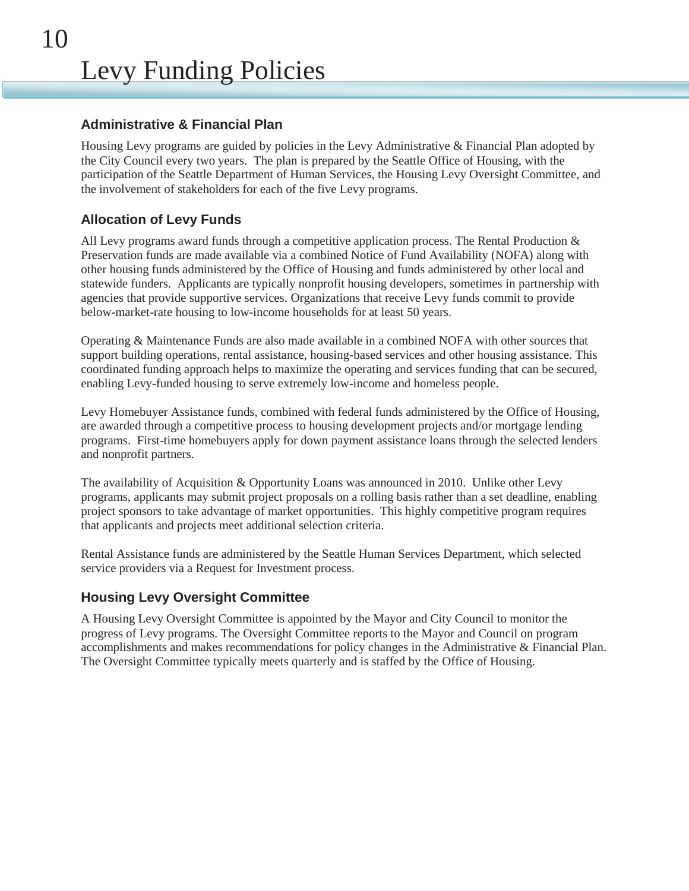# 10 Levy Funding Policies

### Administrative & Financial Plan

Housing Levy programs are guided by policies in the Levy Administrative & Financial Plan adopted by the City Council every two years. The plan is prepared by the Seattle Office of Housing, with the participation of the Seattle Department of Human Services, the Housing Levy Oversight Committee, and the involvement of stakeholders for each of the five Levy programs.

### Allocation of Levy Funds

All Levy programs award funds through a competitive application process. The Rental Production & Preservation funds are made available via a combined Notice of Fund Availability (NOFA) along with other housing funds administered by the Office of Housing and funds administered by other local and statewide funders. Applicants are typically nonprofit housing developers, sometimes in partnership with agencies that provide supportive services. Organizations that receive Levy funds commit to provide below-market-rate housing to low-income households for at least 50 years.

Operating & Maintenance Funds are also made available in a combined NOFA with other sources that support building operations, rental assistance, housing-based services and other housing assistance. This coordinated funding approach helps to maximize the operating and services funding that can be secured, enabling Levy-funded housing to serve extremely low-income and homeless people.

Levy Homebuyer Assistance funds, combined with federal funds administered by the Office of Housing, are awarded through a competitive process to housing development projects and/or mortgage lending programs. First-time homebuyers apply for down payment assistance loans through the selected lenders and nonprofit partners.

The availability of Acquisition & Opportunity Loans was announced in 2010. Unlike other Levy programs, applicants may submit project proposals on a rolling basis rather than a set deadline, enabling project sponsors to take advantage of market opportunities. This highly competitive program requires that applicants and projects meet additional selection criteria.

Rental Assistance funds are administered by the Seattle Human Services Department, which selected service providers via a Request for Investment process.

### Housing Levy Oversight Committee

A Housing Levy Oversight Committee is appointed by the Mayor and City Council to monitor the progress of Levy programs. The Oversight Committee reports to the Mayor and Council on program accomplishments and makes recommendations for policy changes in the Administrative & Financial Plan. The Oversight Committee typically meets quarterly and is staffed by the Office of Housing.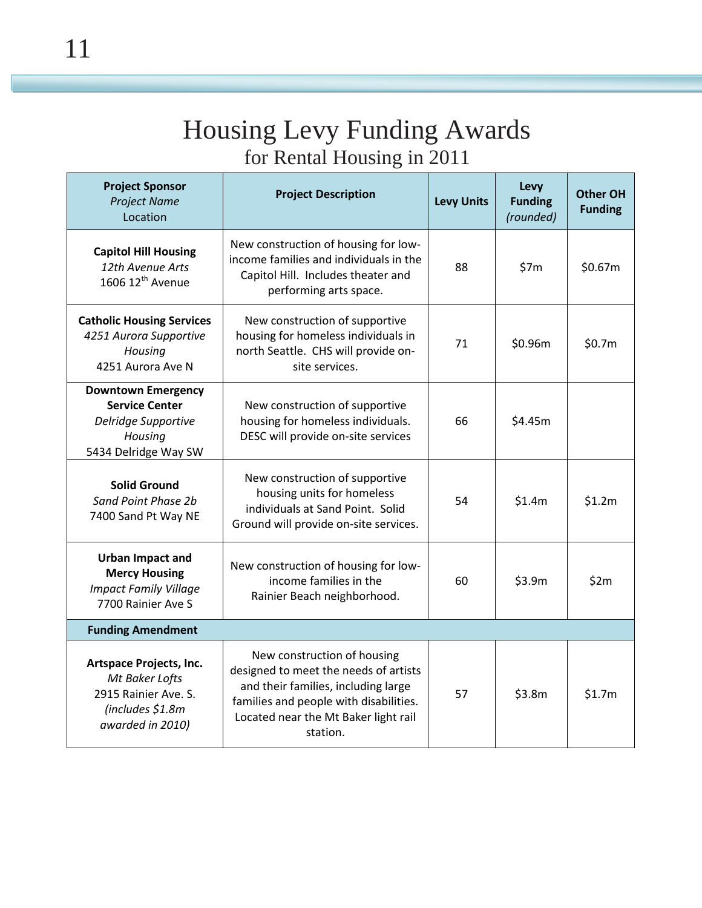# Housing Levy Funding Awards

## for Rental Housing in 2011

| **Project Sponsor** *Project Name* Location | **Project Description** | **Levy Units** | **Levy Funding** *(rounded)* | **Other OH Funding** |
|---|---|---|---|---|
| **Capitol Hill Housing** *12th Avenue Arts* 1606 12th Avenue | New construction of housing for low-income families and individuals in the Capitol Hill. Includes theater and performing arts space. | 88 | $7m | $0.67m |
| **Catholic Housing Services** *4251 Aurora Supportive Housing* 4251 Aurora Ave N | New construction of supportive housing for homeless individuals in north Seattle. CHS will provide on-site services. | 71 | $0.96m | $0.7m |
| **Downtown Emergency Service Center** *Delridge Supportive Housing* 5434 Delridge Way SW | New construction of supportive housing for homeless individuals. DESC will provide on-site services | 66 | $4.45m | |
| **Solid Ground** *Sand Point Phase 2b* 7400 Sand Pt Way NE | New construction of supportive housing units for homeless individuals at Sand Point. Solid Ground will provide on-site services. | 54 | $1.4m | $1.2m |
| **Urban Impact and Mercy Housing** *Impact Family Village* 7700 Rainier Ave S | New construction of housing for low-income families in the Rainier Beach neighborhood. | 60 | $3.9m | $2m |
| **Funding Amendment** | | | | |
| **Artspace Projects, Inc.** *Mt Baker Lofts* 2915 Rainier Ave. S. *(includes $1.8m awarded in 2010)* | New construction of housing designed to meet the needs of artists and their families, including large families and people with disabilities. Located near the Mt Baker light rail station. | 57 | $3.8m | $1.7m |